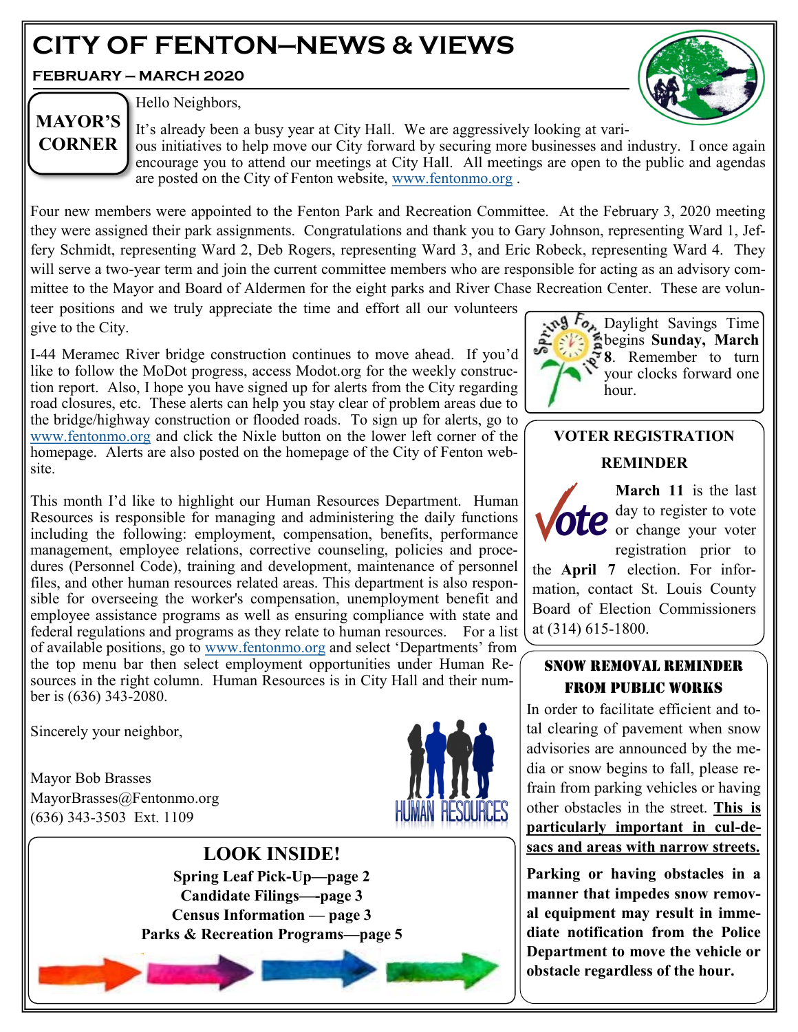# CITY OF FENTON—NEWS & VIEWS

**FEBRUARY – MARCH 2020**

## MAYOR'S CORNER

Hello Neighbors,

It's already been a busy year at City Hall. We are aggressively looking at various initiatives to help move our City forward by securing more businesses and industry. I once again encourage you to attend our meetings at City Hall. All meetings are open to the public and agendas are posted on the City of Fenton website, www.fentonmo.org .

Four new members were appointed to the Fenton Park and Recreation Committee. At the February 3, 2020 meeting they were assigned their park assignments. Congratulations and thank you to Gary Johnson, representing Ward 1, Jeffery Schmidt, representing Ward 2, Deb Rogers, representing Ward 3, and Eric Robeck, representing Ward 4. They will serve a two-year term and join the current committee members who are responsible for acting as an advisory committee to the Mayor and Board of Aldermen for the eight parks and River Chase Recreation Center. These are volunteer positions and we truly appreciate the time and effort all our volunteers give to the City.

I-44 Meramec River bridge construction continues to move ahead. If you'd like to follow the MoDot progress, access Modot.org for the weekly construction report. Also, I hope you have signed up for alerts from the City regarding road closures, etc. These alerts can help you stay clear of problem areas due to the bridge/highway construction or flooded roads. To sign up for alerts, go to www.fentonmo.org and click the Nixle button on the lower left corner of the homepage. Alerts are also posted on the homepage of the City of Fenton website.

This month I'd like to highlight our Human Resources Department. Human Resources is responsible for managing and administering the daily functions including the following: employment, compensation, benefits, performance management, employee relations, corrective counseling, policies and procedures (Personnel Code), training and development, maintenance of personnel files, and other human resources related areas. This department is also responsible for overseeing the worker's compensation, unemployment benefit and employee assistance programs as well as ensuring compliance with state and federal regulations and programs as they relate to human resources. For a list of available positions, go to www.fentonmo.org and select 'Departments' from the top menu bar then select employment opportunities under Human Resources in the right column. Human Resources is in City Hall and their number is (636) 343-2080.

Sincerely your neighbor,

Mayor Bob Brasses
MayorBrasses@Fentonmo.org
(636) 343-3503 Ext. 1109

## LOOK INSIDE!

**Spring Leaf Pick-Up—page 2**
**Candidate Filings—-page 3**
**Census Information — page 3**
**Parks & Recreation Programs—page 5**

---

Daylight Savings Time begins **Sunday, March 8**. Remember to turn your clocks forward one hour.

## VOTER REGISTRATION REMINDER

**March 11** is the last day to register to vote or change your voter registration prior to the **April 7** election. For information, contact St. Louis County Board of Election Commissioners at (314) 615-1800.

## SNOW REMOVAL REMINDER FROM PUBLIC WORKS

In order to facilitate efficient and total clearing of pavement when snow advisories are announced by the media or snow begins to fall, please refrain from parking vehicles or having other obstacles in the street. **This is particularly important in cul-de-sacs and areas with narrow streets.**

**Parking or having obstacles in a manner that impedes snow removal equipment may result in immediate notification from the Police Department to move the vehicle or obstacle regardless of the hour.**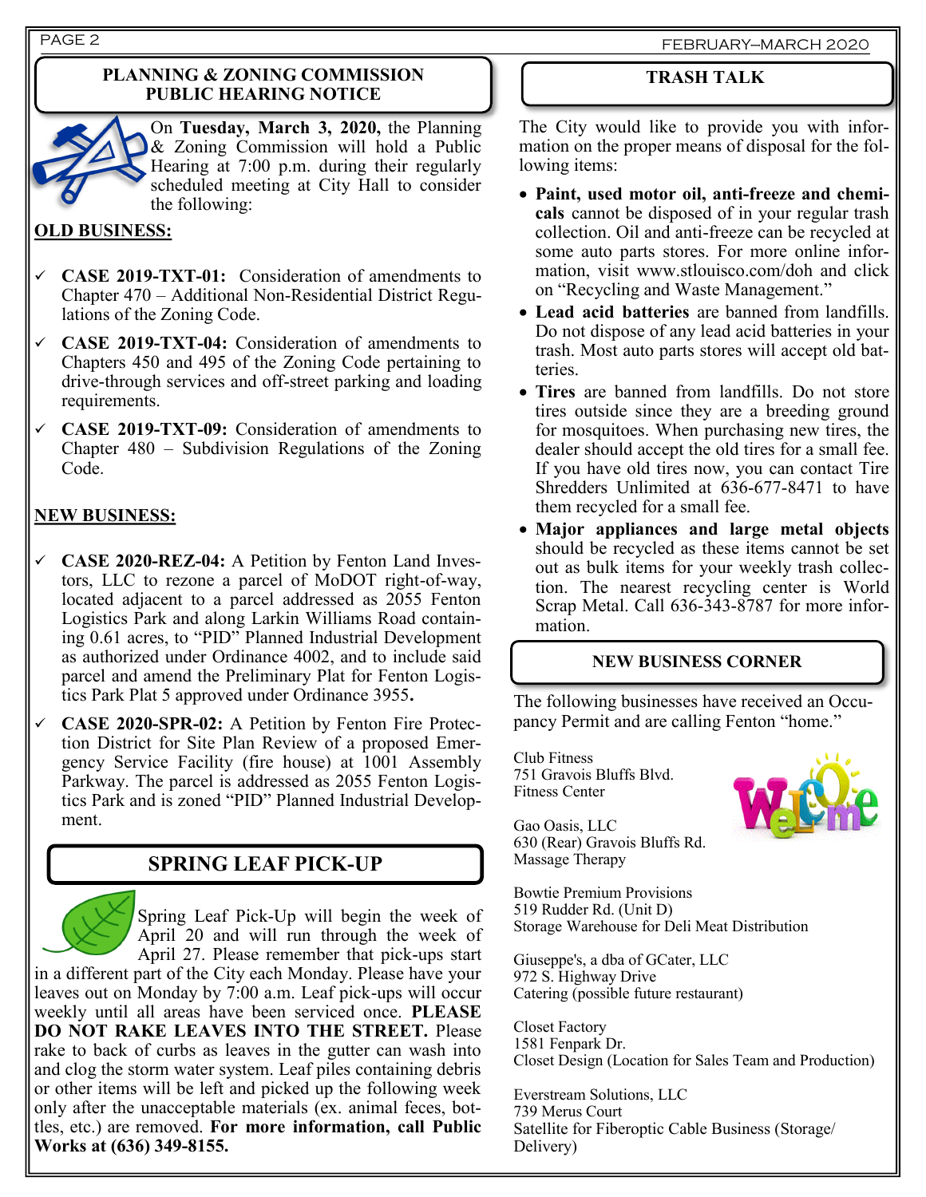## PLANNING & ZONING COMMISSION PUBLIC HEARING NOTICE

On **Tuesday, March 3, 2020,** the Planning & Zoning Commission will hold a Public Hearing at 7:00 p.m. during their regularly scheduled meeting at City Hall to consider the following:

**OLD BUSINESS:**

- ✓ **CASE 2019-TXT-01:** Consideration of amendments to Chapter 470 – Additional Non-Residential District Regulations of the Zoning Code.
- ✓ **CASE 2019-TXT-04:** Consideration of amendments to Chapters 450 and 495 of the Zoning Code pertaining to drive-through services and off-street parking and loading requirements.
- ✓ **CASE 2019-TXT-09:** Consideration of amendments to Chapter 480 – Subdivision Regulations of the Zoning Code.

**NEW BUSINESS:**

- ✓ **CASE 2020-REZ-04:** A Petition by Fenton Land Investors, LLC to rezone a parcel of MoDOT right-of-way, located adjacent to a parcel addressed as 2055 Fenton Logistics Park and along Larkin Williams Road containing 0.61 acres, to "PID" Planned Industrial Development as authorized under Ordinance 4002, and to include said parcel and amend the Preliminary Plat for Fenton Logistics Park Plat 5 approved under Ordinance 3955**.**
- ✓ **CASE 2020-SPR-02:** A Petition by Fenton Fire Protection District for Site Plan Review of a proposed Emergency Service Facility (fire house) at 1001 Assembly Parkway. The parcel is addressed as 2055 Fenton Logistics Park and is zoned "PID" Planned Industrial Development.

## SPRING LEAF PICK-UP

Spring Leaf Pick-Up will begin the week of April 20 and will run through the week of April 27. Please remember that pick-ups start in a different part of the City each Monday. Please have your leaves out on Monday by 7:00 a.m. Leaf pick-ups will occur weekly until all areas have been serviced once. **PLEASE DO NOT RAKE LEAVES INTO THE STREET.** Please rake to back of curbs as leaves in the gutter can wash into and clog the storm water system. Leaf piles containing debris or other items will be left and picked up the following week only after the unacceptable materials (ex. animal feces, bottles, etc.) are removed. **For more information, call Public Works at (636) 349-8155.**

## TRASH TALK

The City would like to provide you with information on the proper means of disposal for the following items:

- **Paint, used motor oil, anti-freeze and chemicals** cannot be disposed of in your regular trash collection. Oil and anti-freeze can be recycled at some auto parts stores. For more online information, visit www.stlouisco.com/doh and click on "Recycling and Waste Management."
- **Lead acid batteries** are banned from landfills. Do not dispose of any lead acid batteries in your trash. Most auto parts stores will accept old batteries.
- **Tires** are banned from landfills. Do not store tires outside since they are a breeding ground for mosquitoes. When purchasing new tires, the dealer should accept the old tires for a small fee. If you have old tires now, you can contact Tire Shredders Unlimited at 636-677-8471 to have them recycled for a small fee.
- **Major appliances and large metal objects** should be recycled as these items cannot be set out as bulk items for your weekly trash collection. The nearest recycling center is World Scrap Metal. Call 636-343-8787 for more information.

## NEW BUSINESS CORNER

The following businesses have received an Occupancy Permit and are calling Fenton "home."

Club Fitness
751 Gravois Bluffs Blvd.
Fitness Center

Gao Oasis, LLC
630 (Rear) Gravois Bluffs Rd.
Massage Therapy

Bowtie Premium Provisions
519 Rudder Rd. (Unit D)
Storage Warehouse for Deli Meat Distribution

Giuseppe's, a dba of GCater, LLC
972 S. Highway Drive
Catering (possible future restaurant)

Closet Factory
1581 Fenpark Dr.
Closet Design (Location for Sales Team and Production)

Everstream Solutions, LLC
739 Merus Court
Satellite for Fiberoptic Cable Business (Storage/Delivery)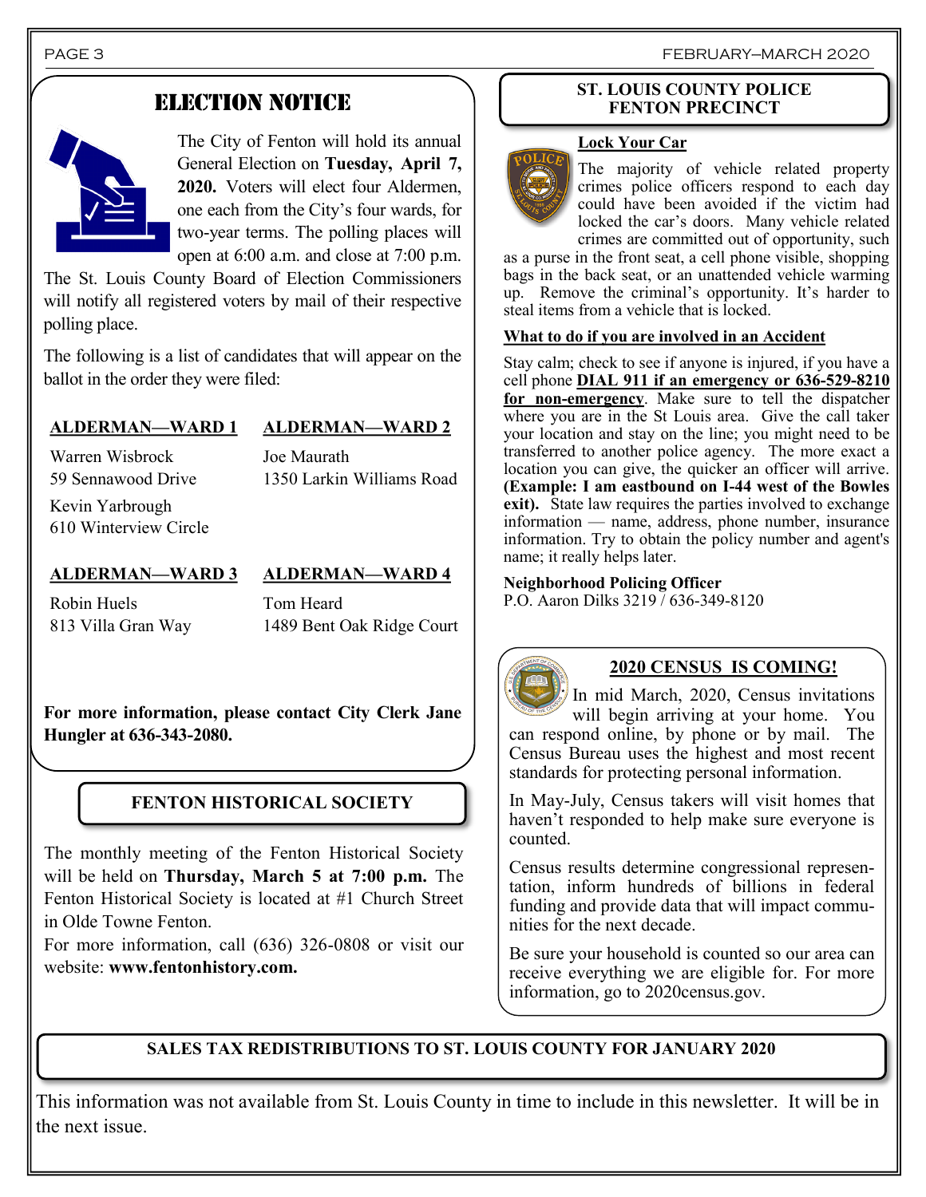## ELECTION NOTICE

The City of Fenton will hold its annual General Election on **Tuesday, April 7, 2020.** Voters will elect four Aldermen, one each from the City's four wards, for two-year terms. The polling places will open at 6:00 a.m. and close at 7:00 p.m. The St. Louis County Board of Election Commissioners will notify all registered voters by mail of their respective polling place.

The following is a list of candidates that will appear on the ballot in the order they were filed:

**ALDERMAN—WARD 1**

Warren Wisbrock
59 Sennawood Drive

Kevin Yarbrough
610 Winterview Circle

**ALDERMAN—WARD 2**

Joe Maurath
1350 Larkin Williams Road

**ALDERMAN—WARD 3**

Robin Huels
813 Villa Gran Way

**ALDERMAN—WARD 4**

Tom Heard
1489 Bent Oak Ridge Court

**For more information, please contact City Clerk Jane Hungler at 636-343-2080.**

## FENTON HISTORICAL SOCIETY

The monthly meeting of the Fenton Historical Society will be held on **Thursday, March 5 at 7:00 p.m.** The Fenton Historical Society is located at #1 Church Street in Olde Towne Fenton.

For more information, call (636) 326-0808 or visit our website: **www.fentonhistory.com.**

## ST. LOUIS COUNTY POLICE FENTON PRECINCT

**Lock Your Car**

The majority of vehicle related property crimes police officers respond to each day could have been avoided if the victim had locked the car's doors. Many vehicle related crimes are committed out of opportunity, such as a purse in the front seat, a cell phone visible, shopping bags in the back seat, or an unattended vehicle warming up. Remove the criminal's opportunity. It's harder to steal items from a vehicle that is locked.

**What to do if you are involved in an Accident**

Stay calm; check to see if anyone is injured, if you have a cell phone **DIAL 911 if an emergency or 636-529-8210 for non-emergency**. Make sure to tell the dispatcher where you are in the St Louis area. Give the call taker your location and stay on the line; you might need to be transferred to another police agency. The more exact a location you can give, the quicker an officer will arrive. **(Example: I am eastbound on I-44 west of the Bowles exit).** State law requires the parties involved to exchange information — name, address, phone number, insurance information. Try to obtain the policy number and agent's name; it really helps later.

**Neighborhood Policing Officer**
P.O. Aaron Dilks 3219 / 636-349-8120

## 2020 CENSUS IS COMING!

In mid March, 2020, Census invitations will begin arriving at your home. You can respond online, by phone or by mail. The Census Bureau uses the highest and most recent standards for protecting personal information.

In May-July, Census takers will visit homes that haven't responded to help make sure everyone is counted.

Census results determine congressional representation, inform hundreds of billions in federal funding and provide data that will impact communities for the next decade.

Be sure your household is counted so our area can receive everything we are eligible for. For more information, go to 2020census.gov.

## SALES TAX REDISTRIBUTIONS TO ST. LOUIS COUNTY FOR JANUARY 2020

This information was not available from St. Louis County in time to include in this newsletter. It will be in the next issue.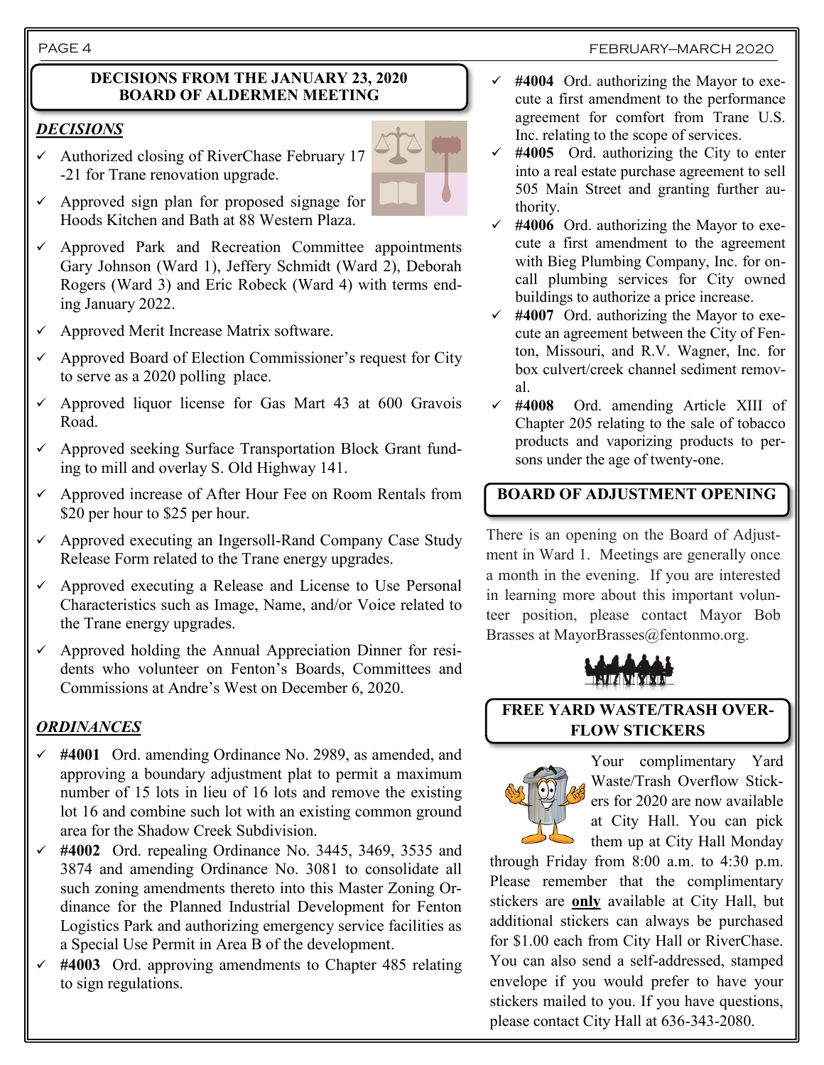## DECISIONS FROM THE JANUARY 23, 2020 BOARD OF ALDERMEN MEETING

### *DECISIONS*

- ✓ Authorized closing of RiverChase February 17-21 for Trane renovation upgrade.
- ✓ Approved sign plan for proposed signage for Hoods Kitchen and Bath at 88 Western Plaza.
- ✓ Approved Park and Recreation Committee appointments Gary Johnson (Ward 1), Jeffery Schmidt (Ward 2), Deborah Rogers (Ward 3) and Eric Robeck (Ward 4) with terms ending January 2022.
- ✓ Approved Merit Increase Matrix software.
- ✓ Approved Board of Election Commissioner's request for City to serve as a 2020 polling place.
- ✓ Approved liquor license for Gas Mart 43 at 600 Gravois Road.
- ✓ Approved seeking Surface Transportation Block Grant funding to mill and overlay S. Old Highway 141.
- ✓ Approved increase of After Hour Fee on Room Rentals from $20 per hour to $25 per hour.
- ✓ Approved executing an Ingersoll-Rand Company Case Study Release Form related to the Trane energy upgrades.
- ✓ Approved executing a Release and License to Use Personal Characteristics such as Image, Name, and/or Voice related to the Trane energy upgrades.
- ✓ Approved holding the Annual Appreciation Dinner for residents who volunteer on Fenton's Boards, Committees and Commissions at Andre's West on December 6, 2020.

### *ORDINANCES*

- ✓ **#4001** Ord. amending Ordinance No. 2989, as amended, and approving a boundary adjustment plat to permit a maximum number of 15 lots in lieu of 16 lots and remove the existing lot 16 and combine such lot with an existing common ground area for the Shadow Creek Subdivision.
- ✓ **#4002** Ord. repealing Ordinance No. 3445, 3469, 3535 and 3874 and amending Ordinance No. 3081 to consolidate all such zoning amendments thereto into this Master Zoning Ordinance for the Planned Industrial Development for Fenton Logistics Park and authorizing emergency service facilities as a Special Use Permit in Area B of the development.
- ✓ **#4003** Ord. approving amendments to Chapter 485 relating to sign regulations.
- ✓ **#4004** Ord. authorizing the Mayor to execute a first amendment to the performance agreement for comfort from Trane U.S. Inc. relating to the scope of services.
- ✓ **#4005** Ord. authorizing the City to enter into a real estate purchase agreement to sell 505 Main Street and granting further authority.
- ✓ **#4006** Ord. authorizing the Mayor to execute a first amendment to the agreement with Bieg Plumbing Company, Inc. for on-call plumbing services for City owned buildings to authorize a price increase.
- ✓ **#4007** Ord. authorizing the Mayor to execute an agreement between the City of Fenton, Missouri, and R.V. Wagner, Inc. for box culvert/creek channel sediment removal.
- ✓ **#4008** Ord. amending Article XIII of Chapter 205 relating to the sale of tobacco products and vaporizing products to persons under the age of twenty-one.

## BOARD OF ADJUSTMENT OPENING

There is an opening on the Board of Adjustment in Ward 1. Meetings are generally once a month in the evening. If you are interested in learning more about this important volunteer position, please contact Mayor Bob Brasses at MayorBrasses@fentonmo.org.

## FREE YARD WASTE/TRASH OVERFLOW STICKERS

Your complimentary Yard Waste/Trash Overflow Stickers for 2020 are now available at City Hall. You can pick them up at City Hall Monday through Friday from 8:00 a.m. to 4:30 p.m. Please remember that the complimentary stickers are **only** available at City Hall, but additional stickers can always be purchased for $1.00 each from City Hall or RiverChase. You can also send a self-addressed, stamped envelope if you would prefer to have your stickers mailed to you. If you have questions, please contact City Hall at 636-343-2080.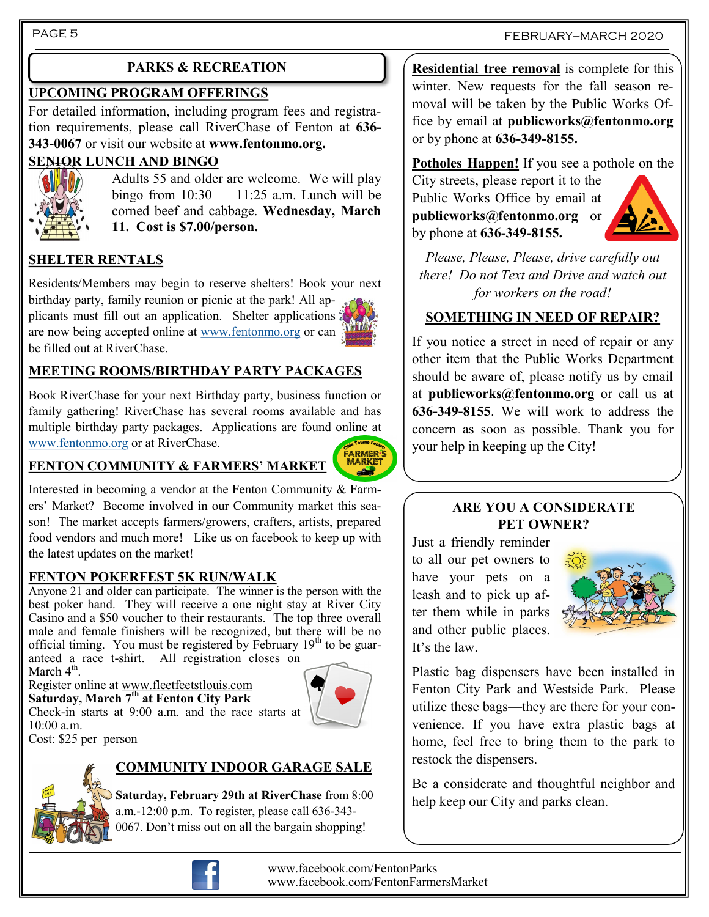## PARKS & RECREATION

### UPCOMING PROGRAM OFFERINGS

For detailed information, including program fees and registration requirements, please call RiverChase of Fenton at **636-343-0067** or visit our website at **www.fentonmo.org.**

### SENIOR LUNCH AND BINGO

Adults 55 and older are welcome. We will play bingo from 10:30 — 11:25 a.m. Lunch will be corned beef and cabbage. **Wednesday, March 11. Cost is $7.00/person.**

### SHELTER RENTALS

Residents/Members may begin to reserve shelters! Book your next birthday party, family reunion or picnic at the park! All applicants must fill out an application. Shelter applications are now being accepted online at www.fentonmo.org or can be filled out at RiverChase.

### MEETING ROOMS/BIRTHDAY PARTY PACKAGES

Book RiverChase for your next Birthday party, business function or family gathering! RiverChase has several rooms available and has multiple birthday party packages. Applications are found online at www.fentonmo.org or at RiverChase.

### FENTON COMMUNITY & FARMERS' MARKET

Interested in becoming a vendor at the Fenton Community & Farmers' Market? Become involved in our Community market this season! The market accepts farmers/growers, crafters, artists, prepared food vendors and much more! Like us on facebook to keep up with the latest updates on the market!

### FENTON POKERFEST 5K RUN/WALK

Anyone 21 and older can participate. The winner is the person with the best poker hand. They will receive a one night stay at River City Casino and a $50 voucher to their restaurants. The top three overall male and female finishers will be recognized, but there will be no official timing. You must be registered by February 19th to be guaranteed a race t-shirt. All registration closes on March 4th.

Register online at www.fleetfeetstlouis.com

**Saturday, March 7th at Fenton City Park**

Check-in starts at 9:00 a.m. and the race starts at 10:00 a.m.

Cost: $25 per person

### COMMUNITY INDOOR GARAGE SALE

**Saturday, February 29th at RiverChase** from 8:00 a.m.-12:00 p.m. To register, please call 636-343-0067. Don't miss out on all the bargain shopping!

**Residential tree removal** is complete for this winter. New requests for the fall season removal will be taken by the Public Works Office by email at **publicworks@fentonmo.org** or by phone at **636-349-8155.**

**Potholes Happen!** If you see a pothole on the City streets, please report it to the Public Works Office by email at **publicworks@fentonmo.org** or by phone at **636-349-8155.**

*Please, Please, Please, drive carefully out there! Do not Text and Drive and watch out for workers on the road!*

### SOMETHING IN NEED OF REPAIR?

If you notice a street in need of repair or any other item that the Public Works Department should be aware of, please notify us by email at **publicworks@fentonmo.org** or call us at **636-349-8155**. We will work to address the concern as soon as possible. Thank you for your help in keeping up the City!

### ARE YOU A CONSIDERATE PET OWNER?

Just a friendly reminder to all our pet owners to have your pets on a leash and to pick up after them while in parks and other public places. It's the law.

Plastic bag dispensers have been installed in Fenton City Park and Westside Park. Please utilize these bags—they are there for your convenience. If you have extra plastic bags at home, feel free to bring them to the park to restock the dispensers.

Be a considerate and thoughtful neighbor and help keep our City and parks clean.

www.facebook.com/FentonParks
www.facebook.com/FentonFarmersMarket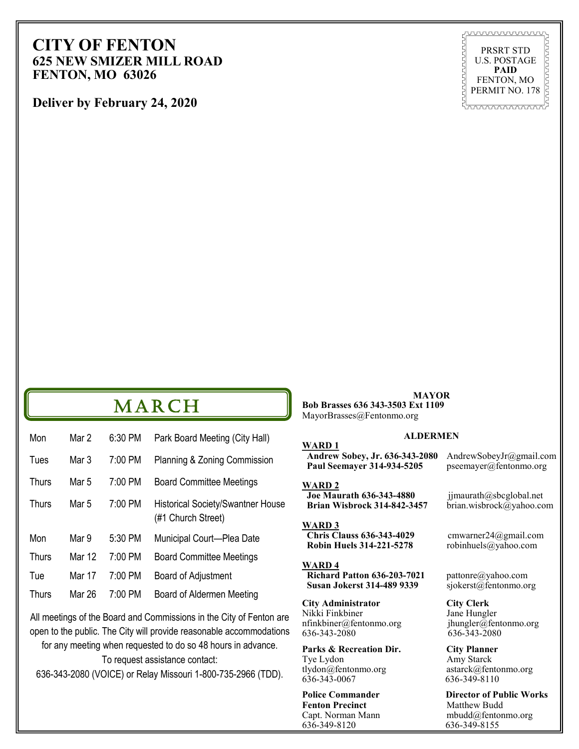# CITY OF FENTON

**625 NEW SMIZER MILL ROAD**
**FENTON, MO 63026**

**Deliver by February 24, 2020**

PRSRT STD
U.S. POSTAGE
**PAID**
FENTON, MO
PERMIT NO. 178

## MARCH

| | | | |
|---|---|---|---|
| Mon | Mar 2 | 6:30 PM | Park Board Meeting (City Hall) |
| Tues | Mar 3 | 7:00 PM | Planning & Zoning Commission |
| Thurs | Mar 5 | 7:00 PM | Board Committee Meetings |
| Thurs | Mar 5 | 7:00 PM | Historical Society/Swantner House (#1 Church Street) |
| Mon | Mar 9 | 5:30 PM | Municipal Court—Plea Date |
| Thurs | Mar 12 | 7:00 PM | Board Committee Meetings |
| Tue | Mar 17 | 7:00 PM | Board of Adjustment |
| Thurs | Mar 26 | 7:00 PM | Board of Aldermen Meeting |

All meetings of the Board and Commissions in the City of Fenton are open to the public. The City will provide reasonable accommodations for any meeting when requested to do so 48 hours in advance.
To request assistance contact:
636-343-2080 (VOICE) or Relay Missouri 1-800-735-2966 (TDD).

**MAYOR**

**Bob Brasses 636 343-3503 Ext 1109**
MayorBrasses@Fentonmo.org

**ALDERMEN**

**WARD 1**
**Andrew Sobey, Jr. 636-343-2080** AndrewSobeyJr@gmail.com
**Paul Seemayer 314-934-5205** pseemayer@fentonmo.org

**WARD 2**
**Joe Maurath 636-343-4880** jjmaurath@sbcglobal.net
**Brian Wisbrock 314-842-3457** brian.wisbrock@yahoo.com

**WARD 3**
**Chris Clauss 636-343-4029** cmwarner24@gmail.com
**Robin Huels 314-221-5278** robinhuels@yahoo.com

**WARD 4**
**Richard Patton 636-203-7021** pattonre@yahoo.com
**Susan Jokerst 314-489 9339** sjokerst@fentonmo.org

**City Administrator**
Nikki Finkbiner
nfinkbiner@fentonmo.org
636-343-2080

**City Clerk**
Jane Hungler
jhungler@fentonmo.org
636-343-2080

**Parks & Recreation Dir.**
Tye Lydon
tlydon@fentonmo.org
636-343-0067

**City Planner**
Amy Starck
astarck@fentonmo.org
636-349-8110

**Police Commander**
**Fenton Precinct**
Capt. Norman Mann
636-349-8120

**Director of Public Works**
Matthew Budd
mbudd@fentonmo.org
636-349-8155